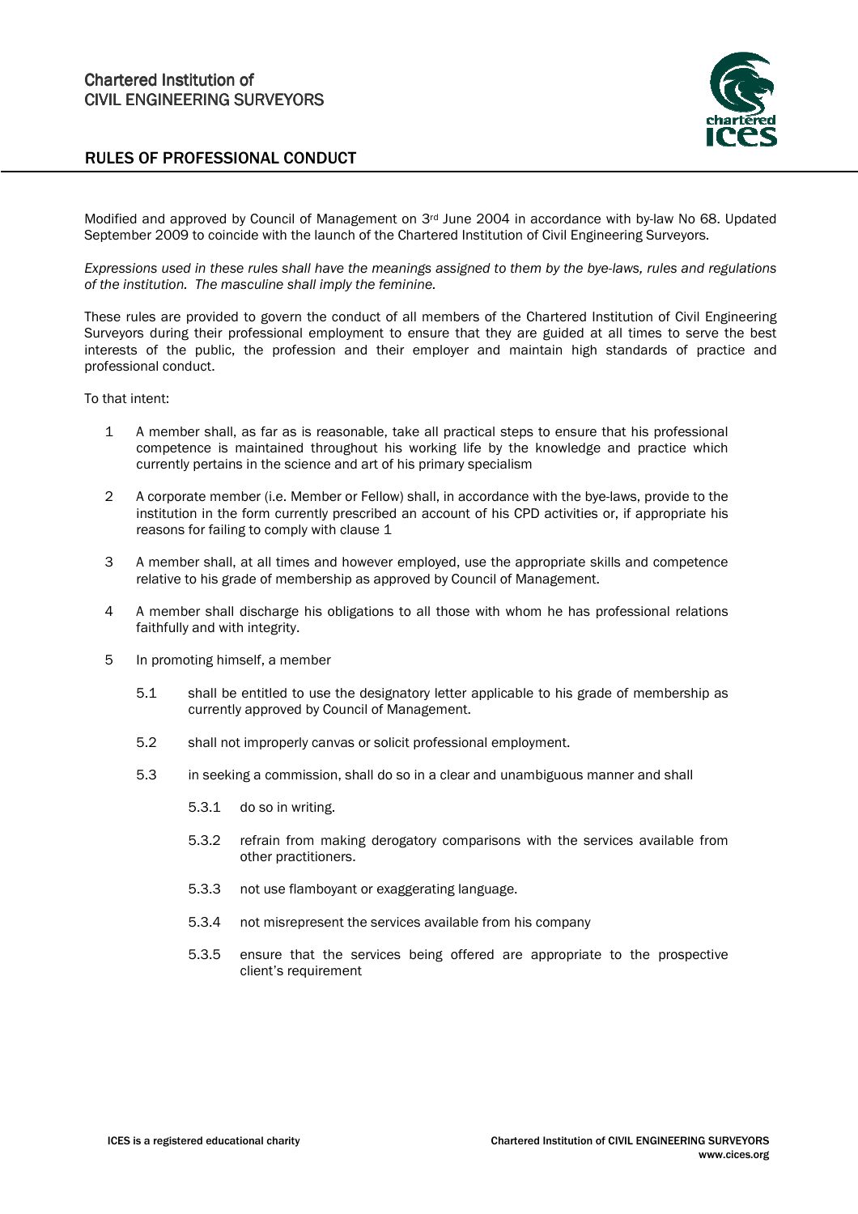Chartered Institution of
CIVIL ENGINEERING SURVEYORS

# RULES OF PROFESSIONAL CONDUCT

Modified and approved by Council of Management on 3rd June 2004 in accordance with by-law No 68. Updated September 2009 to coincide with the launch of the Chartered Institution of Civil Engineering Surveyors.

*Expressions used in these rules shall have the meanings assigned to them by the bye-laws, rules and regulations of the institution. The masculine shall imply the feminine.*

These rules are provided to govern the conduct of all members of the Chartered Institution of Civil Engineering Surveyors during their professional employment to ensure that they are guided at all times to serve the best interests of the public, the profession and their employer and maintain high standards of practice and professional conduct.

To that intent:

1 A member shall, as far as is reasonable, take all practical steps to ensure that his professional competence is maintained throughout his working life by the knowledge and practice which currently pertains in the science and art of his primary specialism

2 A corporate member (i.e. Member or Fellow) shall, in accordance with the bye-laws, provide to the institution in the form currently prescribed an account of his CPD activities or, if appropriate his reasons for failing to comply with clause 1

3 A member shall, at all times and however employed, use the appropriate skills and competence relative to his grade of membership as approved by Council of Management.

4 A member shall discharge his obligations to all those with whom he has professional relations faithfully and with integrity.

5 In promoting himself, a member

- 5.1 shall be entitled to use the designatory letter applicable to his grade of membership as currently approved by Council of Management.
- 5.2 shall not improperly canvas or solicit professional employment.
- 5.3 in seeking a commission, shall do so in a clear and unambiguous manner and shall
  - 5.3.1 do so in writing.
  - 5.3.2 refrain from making derogatory comparisons with the services available from other practitioners.
  - 5.3.3 not use flamboyant or exaggerating language.
  - 5.3.4 not misrepresent the services available from his company
  - 5.3.5 ensure that the services being offered are appropriate to the prospective client's requirement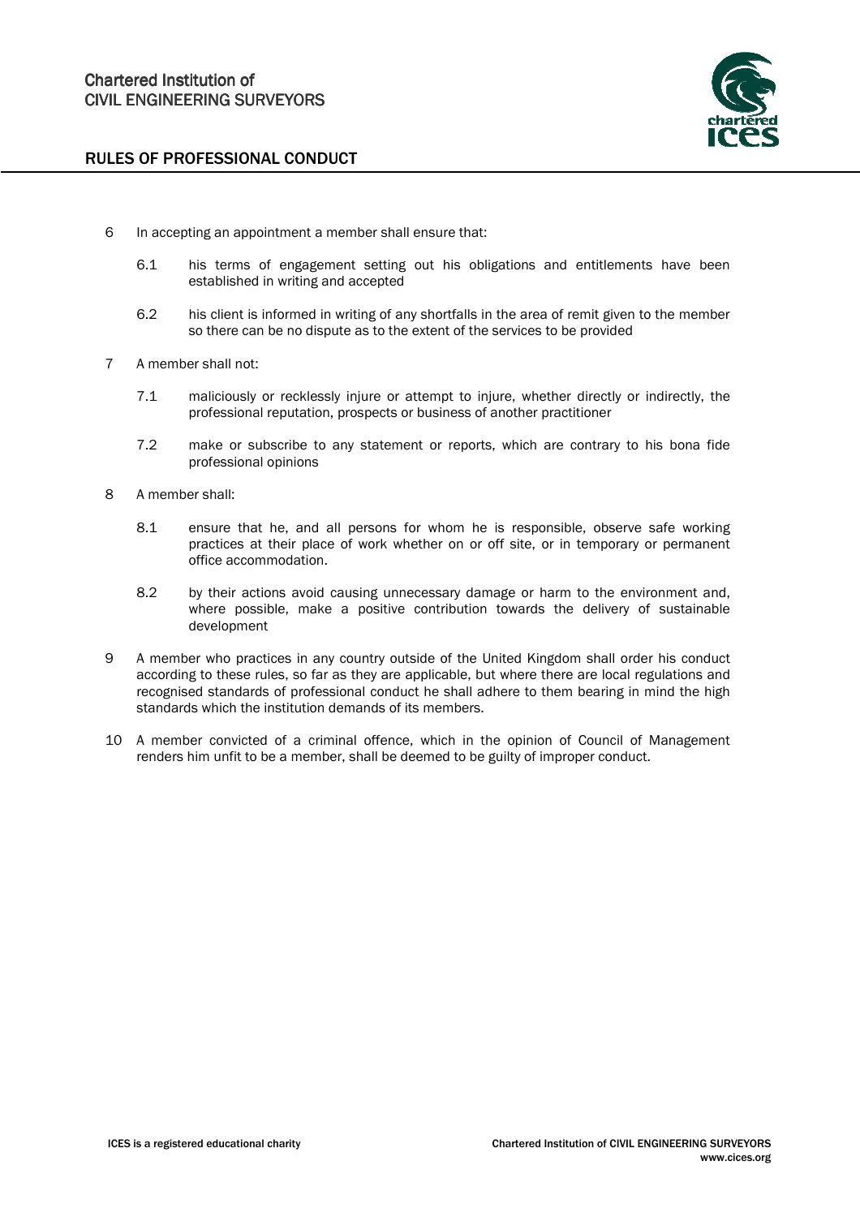6 In accepting an appointment a member shall ensure that:

   6.1 his terms of engagement setting out his obligations and entitlements have been established in writing and accepted

   6.2 his client is informed in writing of any shortfalls in the area of remit given to the member so there can be no dispute as to the extent of the services to be provided

7 A member shall not:

   7.1 maliciously or recklessly injure or attempt to injure, whether directly or indirectly, the professional reputation, prospects or business of another practitioner

   7.2 make or subscribe to any statement or reports, which are contrary to his bona fide professional opinions

8 A member shall:

   8.1 ensure that he, and all persons for whom he is responsible, observe safe working practices at their place of work whether on or off site, or in temporary or permanent office accommodation.

   8.2 by their actions avoid causing unnecessary damage or harm to the environment and, where possible, make a positive contribution towards the delivery of sustainable development

9 A member who practices in any country outside of the United Kingdom shall order his conduct according to these rules, so far as they are applicable, but where there are local regulations and recognised standards of professional conduct he shall adhere to them bearing in mind the high standards which the institution demands of its members.

10 A member convicted of a criminal offence, which in the opinion of Council of Management renders him unfit to be a member, shall be deemed to be guilty of improper conduct.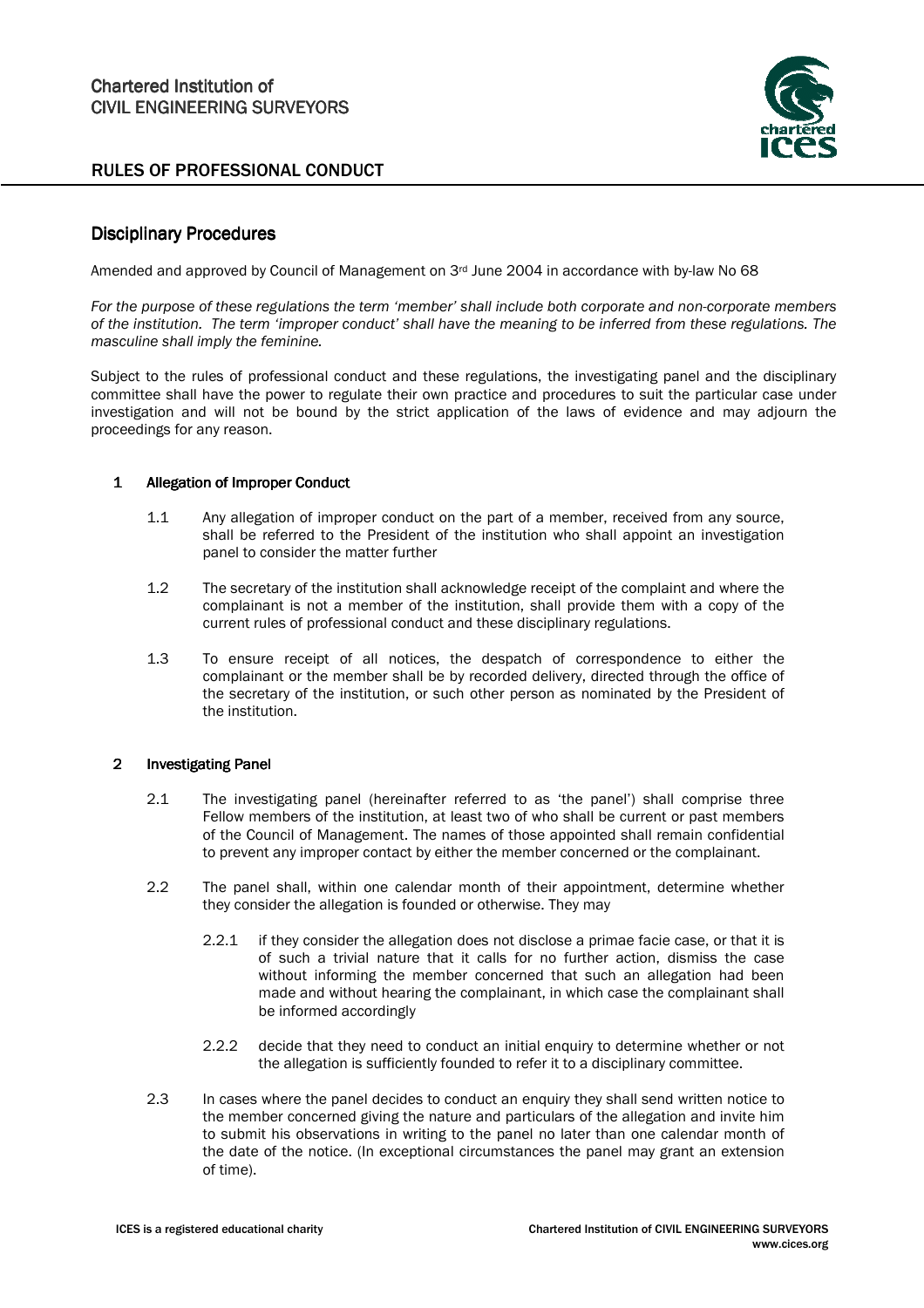## Disciplinary Procedures

Amended and approved by Council of Management on 3rd June 2004 in accordance with by-law No 68

*For the purpose of these regulations the term 'member' shall include both corporate and non-corporate members of the institution. The term 'improper conduct' shall have the meaning to be inferred from these regulations. The masculine shall imply the feminine.*

Subject to the rules of professional conduct and these regulations, the investigating panel and the disciplinary committee shall have the power to regulate their own practice and procedures to suit the particular case under investigation and will not be bound by the strict application of the laws of evidence and may adjourn the proceedings for any reason.

### 1 Allegation of Improper Conduct

1.1 Any allegation of improper conduct on the part of a member, received from any source, shall be referred to the President of the institution who shall appoint an investigation panel to consider the matter further

1.2 The secretary of the institution shall acknowledge receipt of the complaint and where the complainant is not a member of the institution, shall provide them with a copy of the current rules of professional conduct and these disciplinary regulations.

1.3 To ensure receipt of all notices, the despatch of correspondence to either the complainant or the member shall be by recorded delivery, directed through the office of the secretary of the institution, or such other person as nominated by the President of the institution.

### 2 Investigating Panel

2.1 The investigating panel (hereinafter referred to as 'the panel') shall comprise three Fellow members of the institution, at least two of who shall be current or past members of the Council of Management. The names of those appointed shall remain confidential to prevent any improper contact by either the member concerned or the complainant.

2.2 The panel shall, within one calendar month of their appointment, determine whether they consider the allegation is founded or otherwise. They may

2.2.1 if they consider the allegation does not disclose a primae facie case, or that it is of such a trivial nature that it calls for no further action, dismiss the case without informing the member concerned that such an allegation had been made and without hearing the complainant, in which case the complainant shall be informed accordingly

2.2.2 decide that they need to conduct an initial enquiry to determine whether or not the allegation is sufficiently founded to refer it to a disciplinary committee.

2.3 In cases where the panel decides to conduct an enquiry they shall send written notice to the member concerned giving the nature and particulars of the allegation and invite him to submit his observations in writing to the panel no later than one calendar month of the date of the notice. (In exceptional circumstances the panel may grant an extension of time).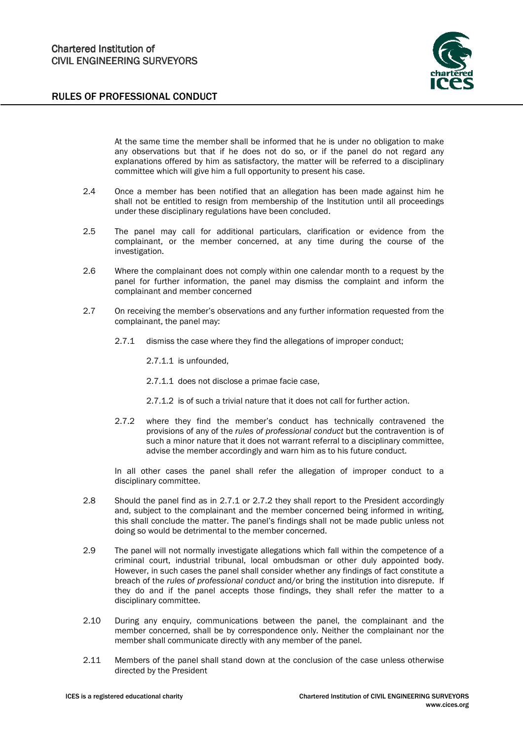At the same time the member shall be informed that he is under no obligation to make any observations but that if he does not do so, or if the panel do not regard any explanations offered by him as satisfactory, the matter will be referred to a disciplinary committee which will give him a full opportunity to present his case.

2.4 Once a member has been notified that an allegation has been made against him he shall not be entitled to resign from membership of the Institution until all proceedings under these disciplinary regulations have been concluded.

2.5 The panel may call for additional particulars, clarification or evidence from the complainant, or the member concerned, at any time during the course of the investigation.

2.6 Where the complainant does not comply within one calendar month to a request by the panel for further information, the panel may dismiss the complaint and inform the complainant and member concerned

2.7 On receiving the member's observations and any further information requested from the complainant, the panel may:

2.7.1 dismiss the case where they find the allegations of improper conduct;

2.7.1.1 is unfounded,

2.7.1.1 does not disclose a primae facie case,

2.7.1.2 is of such a trivial nature that it does not call for further action.

2.7.2 where they find the member's conduct has technically contravened the provisions of any of the *rules of professional conduct* but the contravention is of such a minor nature that it does not warrant referral to a disciplinary committee, advise the member accordingly and warn him as to his future conduct.

In all other cases the panel shall refer the allegation of improper conduct to a disciplinary committee.

2.8 Should the panel find as in 2.7.1 or 2.7.2 they shall report to the President accordingly and, subject to the complainant and the member concerned being informed in writing, this shall conclude the matter. The panel's findings shall not be made public unless not doing so would be detrimental to the member concerned.

2.9 The panel will not normally investigate allegations which fall within the competence of a criminal court, industrial tribunal, local ombudsman or other duly appointed body. However, in such cases the panel shall consider whether any findings of fact constitute a breach of the *rules of professional conduct* and/or bring the institution into disrepute. If they do and if the panel accepts those findings, they shall refer the matter to a disciplinary committee.

2.10 During any enquiry, communications between the panel, the complainant and the member concerned, shall be by correspondence only. Neither the complainant nor the member shall communicate directly with any member of the panel.

2.11 Members of the panel shall stand down at the conclusion of the case unless otherwise directed by the President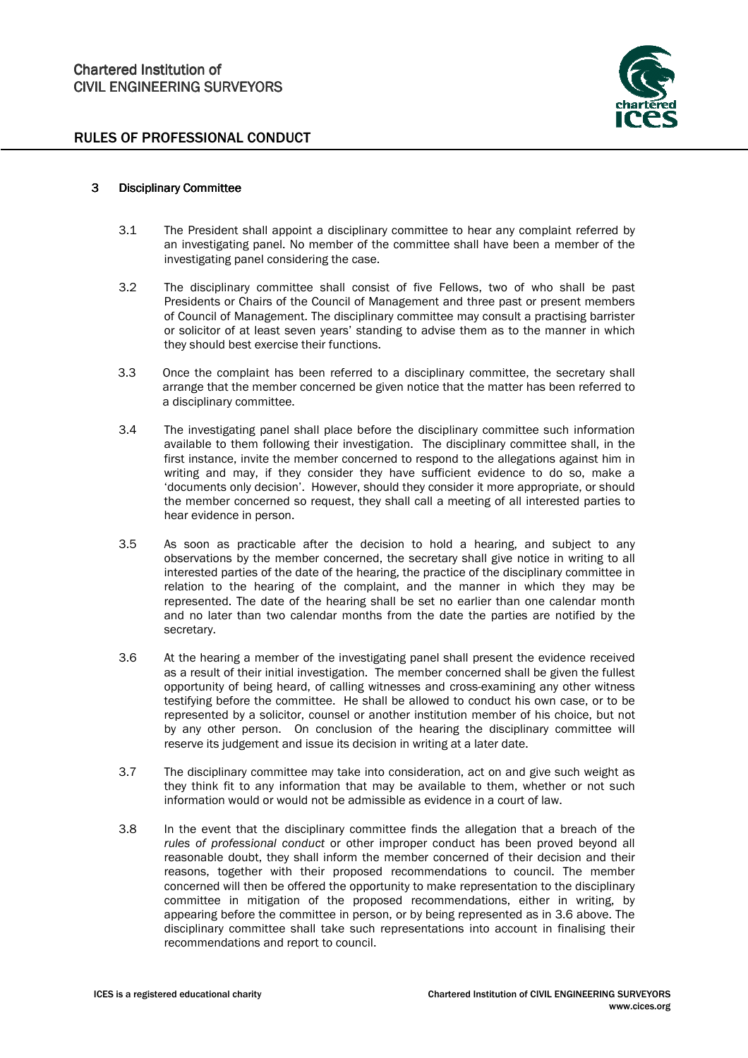## 3 Disciplinary Committee

3.1 The President shall appoint a disciplinary committee to hear any complaint referred by an investigating panel. No member of the committee shall have been a member of the investigating panel considering the case.

3.2 The disciplinary committee shall consist of five Fellows, two of who shall be past Presidents or Chairs of the Council of Management and three past or present members of Council of Management. The disciplinary committee may consult a practising barrister or solicitor of at least seven years' standing to advise them as to the manner in which they should best exercise their functions.

3.3 Once the complaint has been referred to a disciplinary committee, the secretary shall arrange that the member concerned be given notice that the matter has been referred to a disciplinary committee.

3.4 The investigating panel shall place before the disciplinary committee such information available to them following their investigation. The disciplinary committee shall, in the first instance, invite the member concerned to respond to the allegations against him in writing and may, if they consider they have sufficient evidence to do so, make a 'documents only decision'. However, should they consider it more appropriate, or should the member concerned so request, they shall call a meeting of all interested parties to hear evidence in person.

3.5 As soon as practicable after the decision to hold a hearing, and subject to any observations by the member concerned, the secretary shall give notice in writing to all interested parties of the date of the hearing, the practice of the disciplinary committee in relation to the hearing of the complaint, and the manner in which they may be represented. The date of the hearing shall be set no earlier than one calendar month and no later than two calendar months from the date the parties are notified by the secretary.

3.6 At the hearing a member of the investigating panel shall present the evidence received as a result of their initial investigation. The member concerned shall be given the fullest opportunity of being heard, of calling witnesses and cross-examining any other witness testifying before the committee. He shall be allowed to conduct his own case, or to be represented by a solicitor, counsel or another institution member of his choice, but not by any other person. On conclusion of the hearing the disciplinary committee will reserve its judgement and issue its decision in writing at a later date.

3.7 The disciplinary committee may take into consideration, act on and give such weight as they think fit to any information that may be available to them, whether or not such information would or would not be admissible as evidence in a court of law.

3.8 In the event that the disciplinary committee finds the allegation that a breach of the *rules of professional conduct* or other improper conduct has been proved beyond all reasonable doubt, they shall inform the member concerned of their decision and their reasons, together with their proposed recommendations to council. The member concerned will then be offered the opportunity to make representation to the disciplinary committee in mitigation of the proposed recommendations, either in writing, by appearing before the committee in person, or by being represented as in 3.6 above. The disciplinary committee shall take such representations into account in finalising their recommendations and report to council.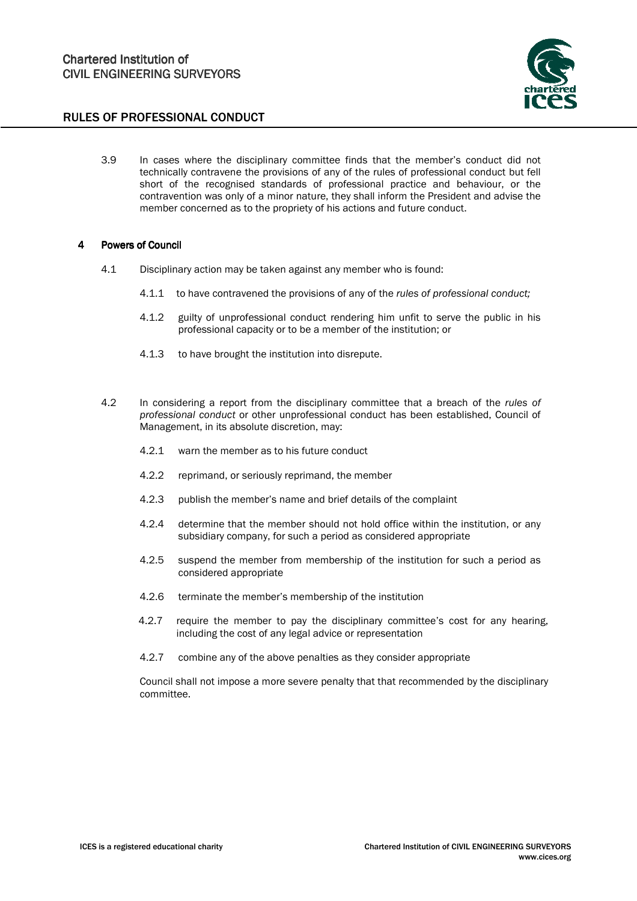3.9 In cases where the disciplinary committee finds that the member's conduct did not technically contravene the provisions of any of the rules of professional conduct but fell short of the recognised standards of professional practice and behaviour, or the contravention was only of a minor nature, they shall inform the President and advise the member concerned as to the propriety of his actions and future conduct.

## 4 Powers of Council

4.1 Disciplinary action may be taken against any member who is found:

4.1.1 to have contravened the provisions of any of the *rules of professional conduct;*

4.1.2 guilty of unprofessional conduct rendering him unfit to serve the public in his professional capacity or to be a member of the institution; or

4.1.3 to have brought the institution into disrepute.

4.2 In considering a report from the disciplinary committee that a breach of the *rules of professional conduct* or other unprofessional conduct has been established, Council of Management, in its absolute discretion, may:

4.2.1 warn the member as to his future conduct

4.2.2 reprimand, or seriously reprimand, the member

4.2.3 publish the member's name and brief details of the complaint

4.2.4 determine that the member should not hold office within the institution, or any subsidiary company, for such a period as considered appropriate

4.2.5 suspend the member from membership of the institution for such a period as considered appropriate

4.2.6 terminate the member's membership of the institution

4.2.7 require the member to pay the disciplinary committee's cost for any hearing, including the cost of any legal advice or representation

4.2.7 combine any of the above penalties as they consider appropriate

Council shall not impose a more severe penalty that that recommended by the disciplinary committee.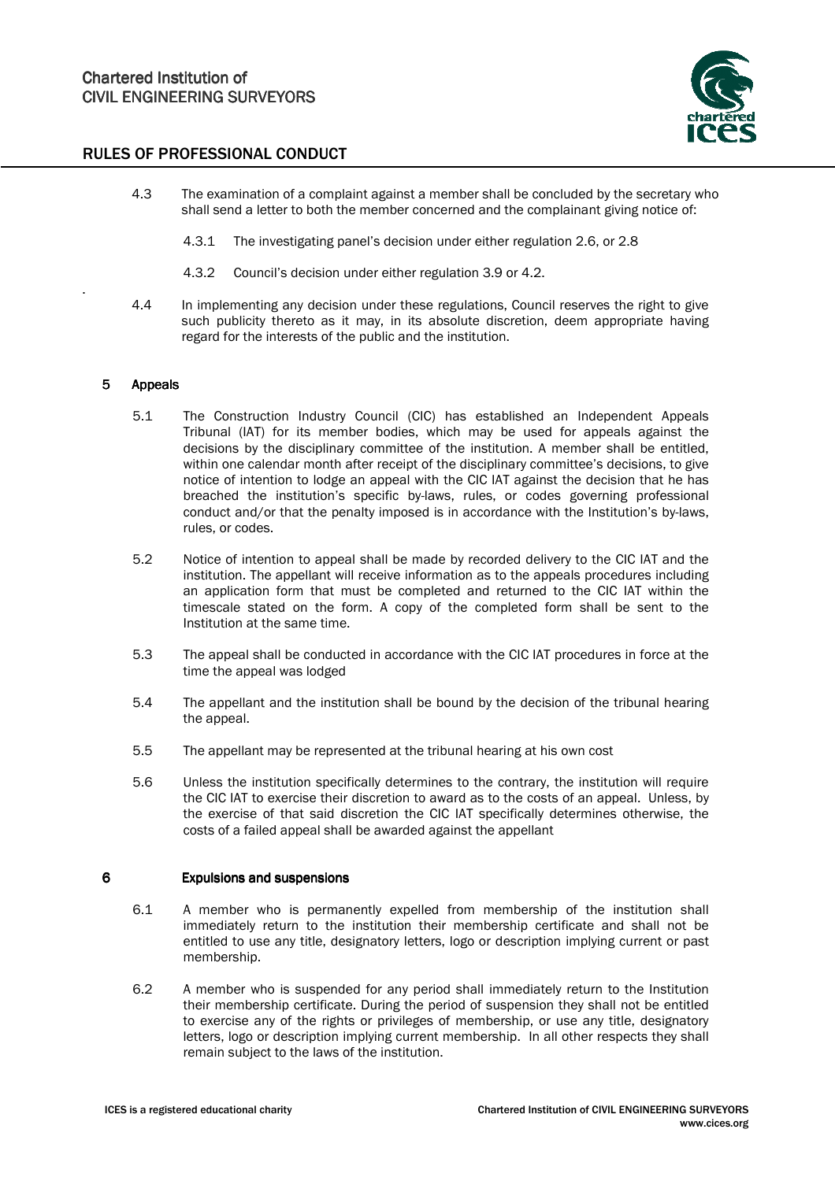4.3 The examination of a complaint against a member shall be concluded by the secretary who shall send a letter to both the member concerned and the complainant giving notice of:

4.3.1 The investigating panel's decision under either regulation 2.6, or 2.8

4.3.2 Council's decision under either regulation 3.9 or 4.2.

4.4 In implementing any decision under these regulations, Council reserves the right to give such publicity thereto as it may, in its absolute discretion, deem appropriate having regard for the interests of the public and the institution.

## 5 Appeals

5.1 The Construction Industry Council (CIC) has established an Independent Appeals Tribunal (IAT) for its member bodies, which may be used for appeals against the decisions by the disciplinary committee of the institution. A member shall be entitled, within one calendar month after receipt of the disciplinary committee's decisions, to give notice of intention to lodge an appeal with the CIC IAT against the decision that he has breached the institution's specific by-laws, rules, or codes governing professional conduct and/or that the penalty imposed is in accordance with the Institution's by-laws, rules, or codes.

5.2 Notice of intention to appeal shall be made by recorded delivery to the CIC IAT and the institution. The appellant will receive information as to the appeals procedures including an application form that must be completed and returned to the CIC IAT within the timescale stated on the form. A copy of the completed form shall be sent to the Institution at the same time.

5.3 The appeal shall be conducted in accordance with the CIC IAT procedures in force at the time the appeal was lodged

5.4 The appellant and the institution shall be bound by the decision of the tribunal hearing the appeal.

5.5 The appellant may be represented at the tribunal hearing at his own cost

5.6 Unless the institution specifically determines to the contrary, the institution will require the CIC IAT to exercise their discretion to award as to the costs of an appeal. Unless, by the exercise of that said discretion the CIC IAT specifically determines otherwise, the costs of a failed appeal shall be awarded against the appellant

## 6 Expulsions and suspensions

6.1 A member who is permanently expelled from membership of the institution shall immediately return to the institution their membership certificate and shall not be entitled to use any title, designatory letters, logo or description implying current or past membership.

6.2 A member who is suspended for any period shall immediately return to the Institution their membership certificate. During the period of suspension they shall not be entitled to exercise any of the rights or privileges of membership, or use any title, designatory letters, logo or description implying current membership. In all other respects they shall remain subject to the laws of the institution.